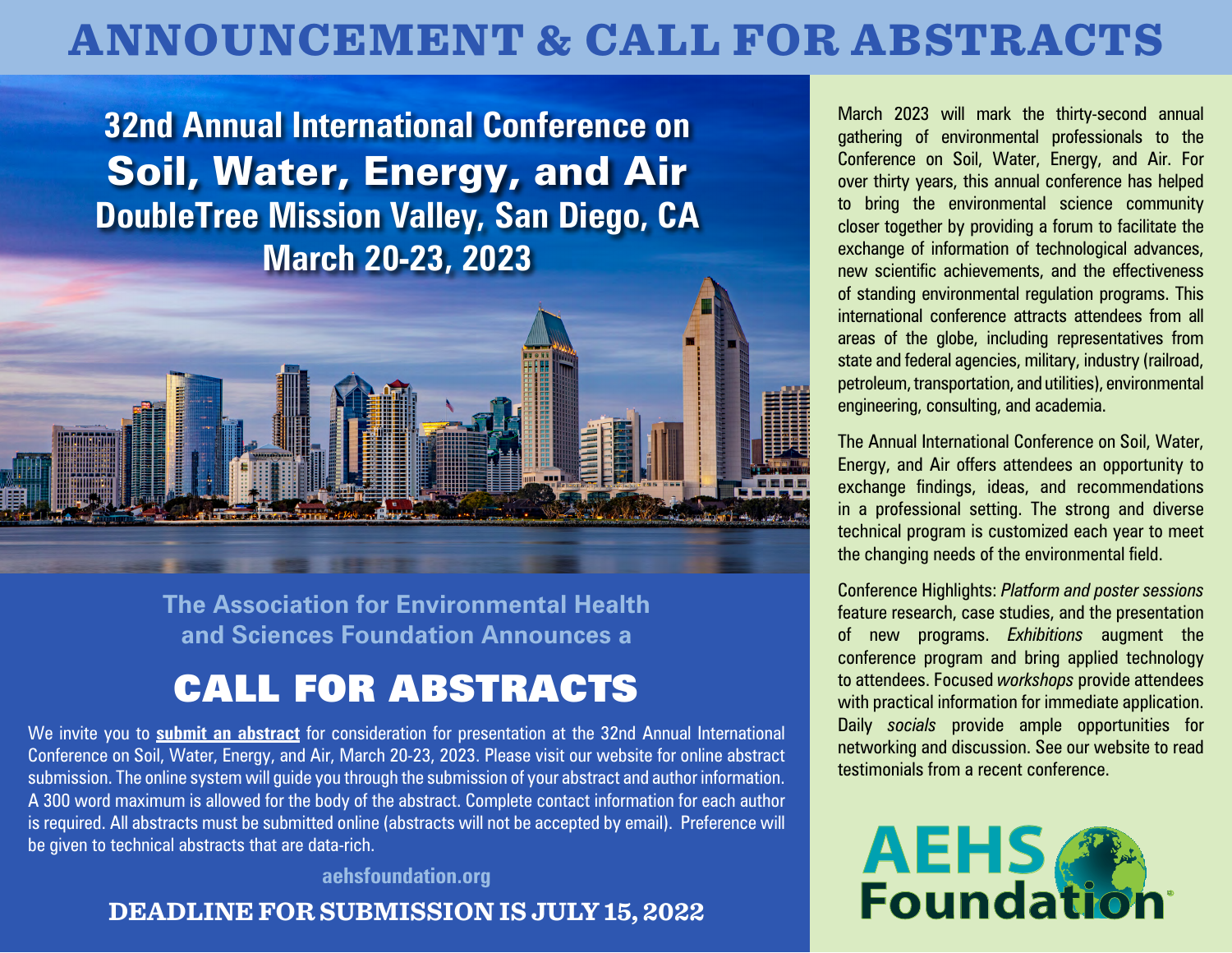# ANNOUNCEMENT & CALL FOR ABSTRACTS

## 32nd Annual International Conference on Soil, Water, Energy, and Air

**DoubleTree Mission Valley, San Diego, CA**

**March 20-23, 2023**

**The Association for Environmental Health and Sciences Foundation Announces a**

## CALL FOR ABSTRACTS

We invite you to **submit an abstract** for consideration for presentation at the 32nd Annual International Conference on Soil, Water, Energy, and Air, March 20-23, 2023. Please visit our website for online abstract submission. The online system will guide you through the submission of your abstract and author information. A 300 word maximum is allowed for the body of the abstract. Complete contact information for each author is required. All abstracts must be submitted online (abstracts will not be accepted by email). Preference will be given to technical abstracts that are data-rich.

**aehsfoundation.org**

**DEADLINE FOR SUBMISSION IS JULY 15, 2022**

March 2023 will mark the thirty-second annual gathering of environmental professionals to the Conference on Soil, Water, Energy, and Air. For over thirty years, this annual conference has helped to bring the environmental science community closer together by providing a forum to facilitate the exchange of information of technological advances, new scientific achievements, and the effectiveness of standing environmental regulation programs. This international conference attracts attendees from all areas of the globe, including representatives from state and federal agencies, military, industry (railroad, petroleum, transportation, and utilities), environmental engineering, consulting, and academia.

The Annual International Conference on Soil, Water, Energy, and Air offers attendees an opportunity to exchange findings, ideas, and recommendations in a professional setting. The strong and diverse technical program is customized each year to meet the changing needs of the environmental field.

Conference Highlights: *Platform and poster sessions* feature research, case studies, and the presentation of new programs. *Exhibitions* augment the conference program and bring applied technology to attendees. Focused *workshops* provide attendees with practical information for immediate application. Daily *socials* provide ample opportunities for networking and discussion. See our website to read testimonials from a recent conference.

AEHS Foundation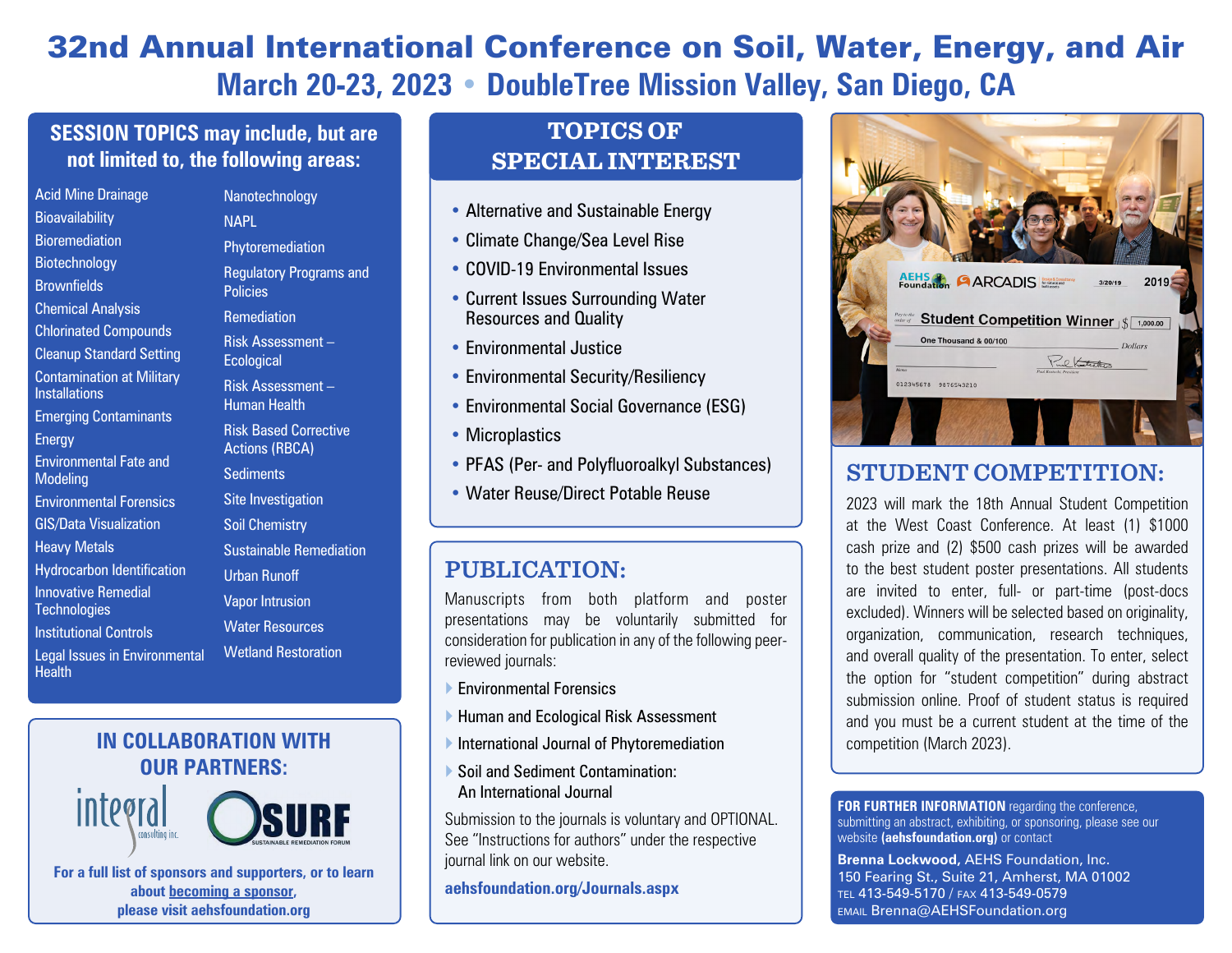# 32nd Annual International Conference on Soil, Water, Energy, and Air

## March 20-23, 2023 • DoubleTree Mission Valley, San Diego, CA

### SESSION TOPICS may include, but are not limited to, the following areas:

- Acid Mine Drainage
- Bioavailability
- Bioremediation
- Biotechnology
- Brownfields
- Chemical Analysis
- Chlorinated Compounds
- Cleanup Standard Setting
- Contamination at Military Installations
- Emerging Contaminants
- Energy
- Environmental Fate and Modeling
- Environmental Forensics
- GIS/Data Visualization
- Heavy Metals
- Hydrocarbon Identification
- Innovative Remedial Technologies
- Institutional Controls
- Legal Issues in Environmental Health
- Nanotechnology
- NAPL
- Phytoremediation
- Regulatory Programs and Policies
- Remediation
- Risk Assessment – Ecological
- Risk Assessment – Human Health
- Risk Based Corrective Actions (RBCA)
- Sediments
- Site Investigation
- Soil Chemistry
- Sustainable Remediation
- Urban Runoff
- Vapor Intrusion
- Water Resources
- Wetland Restoration

### IN COLLABORATION WITH OUR PARTNERS:

integral consulting inc.

SURF SUSTAINABLE REMEDIATION FORUM

**For a full list of sponsors and supporters, or to learn about becoming a sponsor, please visit aehsfoundation.org**

### TOPICS OF SPECIAL INTEREST

- Alternative and Sustainable Energy
- Climate Change/Sea Level Rise
- COVID-19 Environmental Issues
- Current Issues Surrounding Water Resources and Quality
- Environmental Justice
- Environmental Security/Resiliency
- Environmental Social Governance (ESG)
- Microplastics
- PFAS (Per- and Polyfluoroalkyl Substances)
- Water Reuse/Direct Potable Reuse

### PUBLICATION:

Manuscripts from both platform and poster presentations may be voluntarily submitted for consideration for publication in any of the following peer-reviewed journals:

- Environmental Forensics
- Human and Ecological Risk Assessment
- International Journal of Phytoremediation
- Soil and Sediment Contamination: An International Journal

Submission to the journals is voluntary and OPTIONAL. See "Instructions for authors" under the respective journal link on our website.

**aehsfoundation.org/Journals.aspx**

### STUDENT COMPETITION:

2023 will mark the 18th Annual Student Competition at the West Coast Conference. At least (1) $1000 cash prize and (2) $500 cash prizes will be awarded to the best student poster presentations. All students are invited to enter, full- or part-time (post-docs excluded). Winners will be selected based on originality, organization, communication, research techniques, and overall quality of the presentation. To enter, select the option for "student competition" during abstract submission online. Proof of student status is required and you must be a current student at the time of the competition (March 2023).

**FOR FURTHER INFORMATION** regarding the conference, submitting an abstract, exhibiting, or sponsoring, please see our website **(aehsfoundation.org)** or contact

**Brenna Lockwood,** AEHS Foundation, Inc.
150 Fearing St., Suite 21, Amherst, MA 01002
TEL 413-549-5170 / FAX 413-549-0579
EMAIL Brenna@AEHSFoundation.org